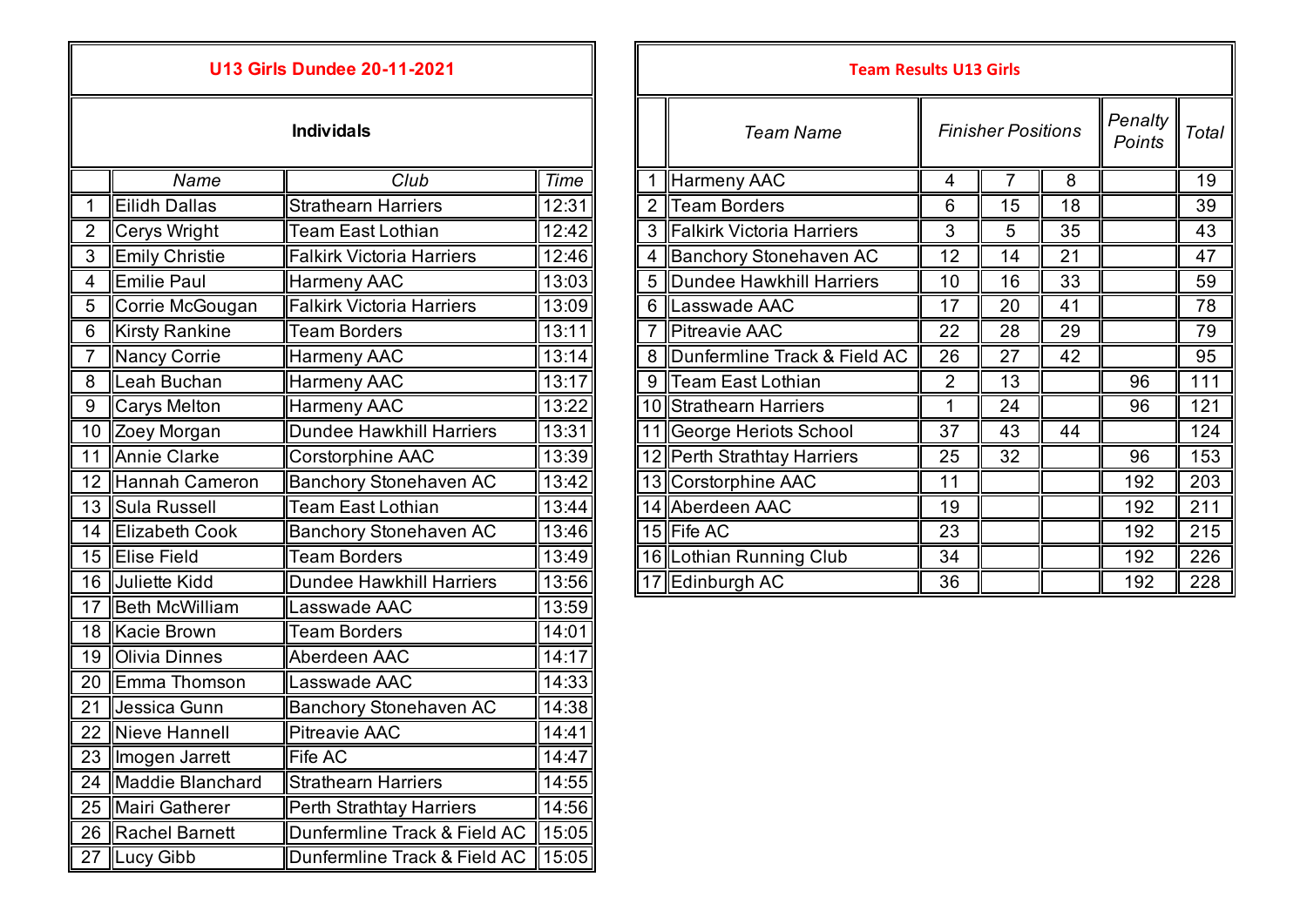## U13 Girls Dundee 20-11-2021

### Individuals

| | Name | Club | Time |
|---|---|---|---|
| 1 | Eilidh Dallas | Strathearn Harriers | 12:31 |
| 2 | Cerys Wright | Team East Lothian | 12:42 |
| 3 | Emily Christie | Falkirk Victoria Harriers | 12:46 |
| 4 | Emilie Paul | Harmeny AAC | 13:03 |
| 5 | Corrie McGougan | Falkirk Victoria Harriers | 13:09 |
| 6 | Kirsty Rankine | Team Borders | 13:11 |
| 7 | Nancy Corrie | Harmeny AAC | 13:14 |
| 8 | Leah Buchan | Harmeny AAC | 13:17 |
| 9 | Carys Melton | Harmeny AAC | 13:22 |
| 10 | Zoey Morgan | Dundee Hawkhill Harriers | 13:31 |
| 11 | Annie Clarke | Corstorphine AAC | 13:39 |
| 12 | Hannah Cameron | Banchory Stonehaven AC | 13:42 |
| 13 | Sula Russell | Team East Lothian | 13:44 |
| 14 | Elizabeth Cook | Banchory Stonehaven AC | 13:46 |
| 15 | Elise Field | Team Borders | 13:49 |
| 16 | Juliette Kidd | Dundee Hawkhill Harriers | 13:56 |
| 17 | Beth McWilliam | Lasswade AAC | 13:59 |
| 18 | Kacie Brown | Team Borders | 14:01 |
| 19 | Olivia Dinnes | Aberdeen AAC | 14:17 |
| 20 | Emma Thomson | Lasswade AAC | 14:33 |
| 21 | Jessica Gunn | Banchory Stonehaven AC | 14:38 |
| 22 | Nieve Hannell | Pitreavie AAC | 14:41 |
| 23 | Imogen Jarrett | Fife AC | 14:47 |
| 24 | Maddie Blanchard | Strathearn Harriers | 14:55 |
| 25 | Mairi Gatherer | Perth Strathtay Harriers | 14:56 |
| 26 | Rachel Barnett | Dunfermline Track & Field AC | 15:05 |
| 27 | Lucy Gibb | Dunfermline Track & Field AC | 15:05 |

## Team Results U13 Girls

| | Team Name | Finisher Positions | | | Penalty Points | Total |
|---|---|---|---|---|---|---|
| 1 | Harmeny AAC | 4 | 7 | 8 | | 19 |
| 2 | Team Borders | 6 | 15 | 18 | | 39 |
| 3 | Falkirk Victoria Harriers | 3 | 5 | 35 | | 43 |
| 4 | Banchory Stonehaven AC | 12 | 14 | 21 | | 47 |
| 5 | Dundee Hawkhill Harriers | 10 | 16 | 33 | | 59 |
| 6 | Lasswade AAC | 17 | 20 | 41 | | 78 |
| 7 | Pitreavie AAC | 22 | 28 | 29 | | 79 |
| 8 | Dunfermline Track & Field AC | 26 | 27 | 42 | | 95 |
| 9 | Team East Lothian | 2 | 13 | | 96 | 111 |
| 10 | Strathearn Harriers | 1 | 24 | | 96 | 121 |
| 11 | George Heriots School | 37 | 43 | 44 | | 124 |
| 12 | Perth Strathtay Harriers | 25 | 32 | | 96 | 153 |
| 13 | Corstorphine AAC | 11 | | | 192 | 203 |
| 14 | Aberdeen AAC | 19 | | | 192 | 211 |
| 15 | Fife AC | 23 | | | 192 | 215 |
| 16 | Lothian Running Club | 34 | | | 192 | 226 |
| 17 | Edinburgh AC | 36 | | | 192 | 228 |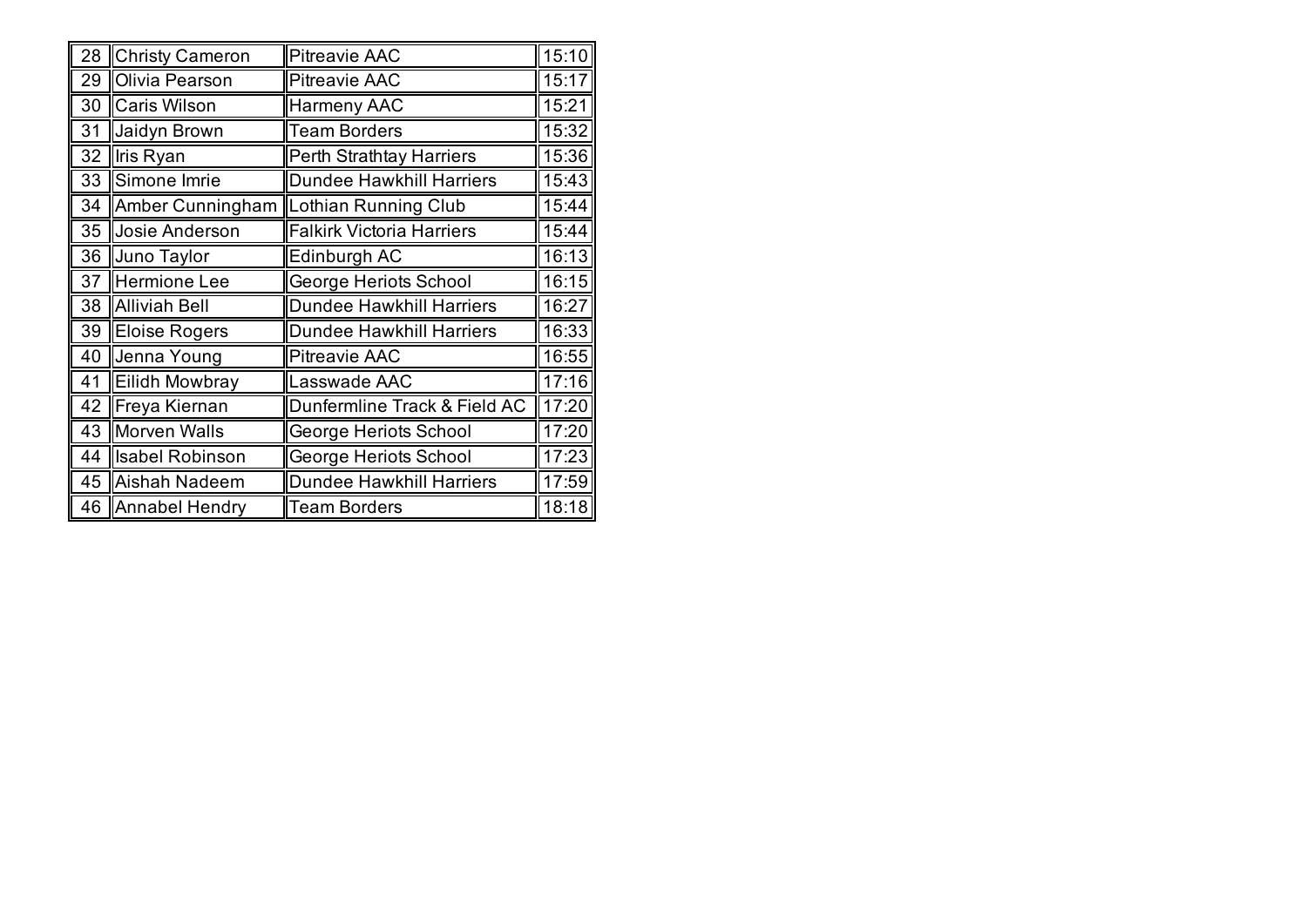| | | | |
|---|---|---|---|
| 28 | Christy Cameron | Pitreavie AAC | 15:10 |
| 29 | Olivia Pearson | Pitreavie AAC | 15:17 |
| 30 | Caris Wilson | Harmeny AAC | 15:21 |
| 31 | Jaidyn Brown | Team Borders | 15:32 |
| 32 | Iris Ryan | Perth Strathtay Harriers | 15:36 |
| 33 | Simone Imrie | Dundee Hawkhill Harriers | 15:43 |
| 34 | Amber Cunningham | Lothian Running Club | 15:44 |
| 35 | Josie Anderson | Falkirk Victoria Harriers | 15:44 |
| 36 | Juno Taylor | Edinburgh AC | 16:13 |
| 37 | Hermione Lee | George Heriots School | 16:15 |
| 38 | Alliviah Bell | Dundee Hawkhill Harriers | 16:27 |
| 39 | Eloise Rogers | Dundee Hawkhill Harriers | 16:33 |
| 40 | Jenna Young | Pitreavie AAC | 16:55 |
| 41 | Eilidh Mowbray | Lasswade AAC | 17:16 |
| 42 | Freya Kiernan | Dunfermline Track & Field AC | 17:20 |
| 43 | Morven Walls | George Heriots School | 17:20 |
| 44 | Isabel Robinson | George Heriots School | 17:23 |
| 45 | Aishah Nadeem | Dundee Hawkhill Harriers | 17:59 |
| 46 | Annabel Hendry | Team Borders | 18:18 |